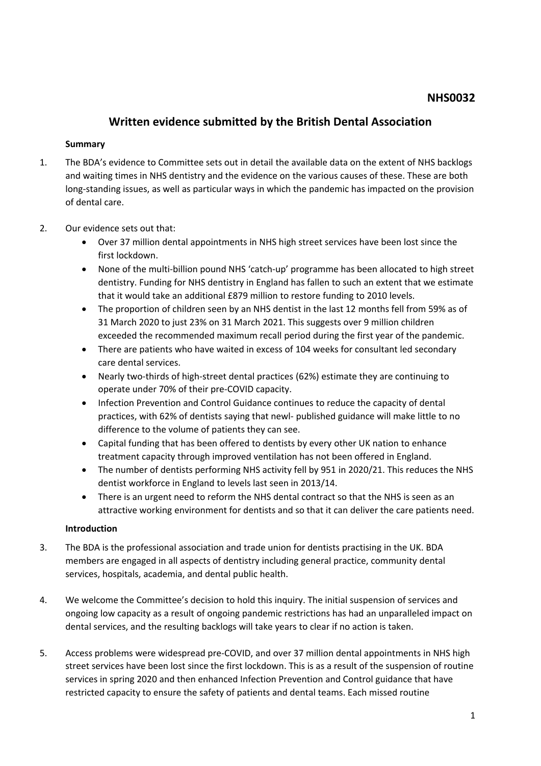**NHS0032**

# Written evidence submitted by the British Dental Association

## Summary

1. The BDA's evidence to Committee sets out in detail the available data on the extent of NHS backlogs and waiting times in NHS dentistry and the evidence on the various causes of these. These are both long-standing issues, as well as particular ways in which the pandemic has impacted on the provision of dental care.

2. Our evidence sets out that:
   - Over 37 million dental appointments in NHS high street services have been lost since the first lockdown.
   - None of the multi-billion pound NHS 'catch-up' programme has been allocated to high street dentistry. Funding for NHS dentistry in England has fallen to such an extent that we estimate that it would take an additional £879 million to restore funding to 2010 levels.
   - The proportion of children seen by an NHS dentist in the last 12 months fell from 59% as of 31 March 2020 to just 23% on 31 March 2021. This suggests over 9 million children exceeded the recommended maximum recall period during the first year of the pandemic.
   - There are patients who have waited in excess of 104 weeks for consultant led secondary care dental services.
   - Nearly two-thirds of high-street dental practices (62%) estimate they are continuing to operate under 70% of their pre-COVID capacity.
   - Infection Prevention and Control Guidance continues to reduce the capacity of dental practices, with 62% of dentists saying that newl- published guidance will make little to no difference to the volume of patients they can see.
   - Capital funding that has been offered to dentists by every other UK nation to enhance treatment capacity through improved ventilation has not been offered in England.
   - The number of dentists performing NHS activity fell by 951 in 2020/21. This reduces the NHS dentist workforce in England to levels last seen in 2013/14.
   - There is an urgent need to reform the NHS dental contract so that the NHS is seen as an attractive working environment for dentists and so that it can deliver the care patients need.

## Introduction

3. The BDA is the professional association and trade union for dentists practising in the UK. BDA members are engaged in all aspects of dentistry including general practice, community dental services, hospitals, academia, and dental public health.

4. We welcome the Committee's decision to hold this inquiry. The initial suspension of services and ongoing low capacity as a result of ongoing pandemic restrictions has had an unparalleled impact on dental services, and the resulting backlogs will take years to clear if no action is taken.

5. Access problems were widespread pre-COVID, and over 37 million dental appointments in NHS high street services have been lost since the first lockdown. This is as a result of the suspension of routine services in spring 2020 and then enhanced Infection Prevention and Control guidance that have restricted capacity to ensure the safety of patients and dental teams. Each missed routine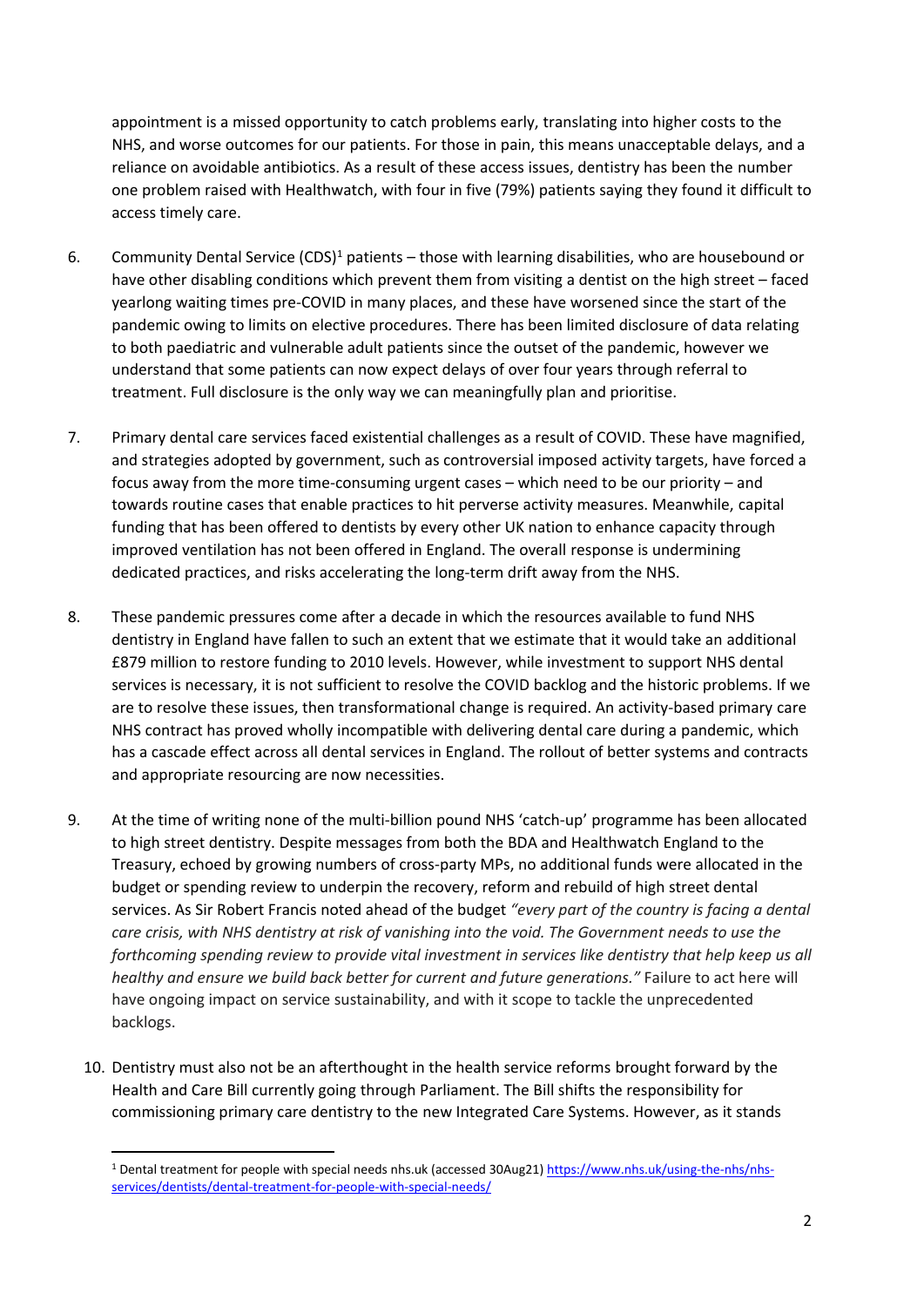appointment is a missed opportunity to catch problems early, translating into higher costs to the NHS, and worse outcomes for our patients. For those in pain, this means unacceptable delays, and a reliance on avoidable antibiotics. As a result of these access issues, dentistry has been the number one problem raised with Healthwatch, with four in five (79%) patients saying they found it difficult to access timely care.

6. Community Dental Service (CDS)[1] patients – those with learning disabilities, who are housebound or have other disabling conditions which prevent them from visiting a dentist on the high street – faced yearlong waiting times pre-COVID in many places, and these have worsened since the start of the pandemic owing to limits on elective procedures. There has been limited disclosure of data relating to both paediatric and vulnerable adult patients since the outset of the pandemic, however we understand that some patients can now expect delays of over four years through referral to treatment. Full disclosure is the only way we can meaningfully plan and prioritise.

7. Primary dental care services faced existential challenges as a result of COVID. These have magnified, and strategies adopted by government, such as controversial imposed activity targets, have forced a focus away from the more time-consuming urgent cases – which need to be our priority – and towards routine cases that enable practices to hit perverse activity measures. Meanwhile, capital funding that has been offered to dentists by every other UK nation to enhance capacity through improved ventilation has not been offered in England. The overall response is undermining dedicated practices, and risks accelerating the long-term drift away from the NHS.

8. These pandemic pressures come after a decade in which the resources available to fund NHS dentistry in England have fallen to such an extent that we estimate that it would take an additional £879 million to restore funding to 2010 levels. However, while investment to support NHS dental services is necessary, it is not sufficient to resolve the COVID backlog and the historic problems. If we are to resolve these issues, then transformational change is required. An activity-based primary care NHS contract has proved wholly incompatible with delivering dental care during a pandemic, which has a cascade effect across all dental services in England. The rollout of better systems and contracts and appropriate resourcing are now necessities.

9. At the time of writing none of the multi-billion pound NHS 'catch-up' programme has been allocated to high street dentistry. Despite messages from both the BDA and Healthwatch England to the Treasury, echoed by growing numbers of cross-party MPs, no additional funds were allocated in the budget or spending review to underpin the recovery, reform and rebuild of high street dental services. As Sir Robert Francis noted ahead of the budget *"every part of the country is facing a dental care crisis, with NHS dentistry at risk of vanishing into the void. The Government needs to use the forthcoming spending review to provide vital investment in services like dentistry that help keep us all healthy and ensure we build back better for current and future generations."* Failure to act here will have ongoing impact on service sustainability, and with it scope to tackle the unprecedented backlogs.

10. Dentistry must also not be an afterthought in the health service reforms brought forward by the Health and Care Bill currently going through Parliament. The Bill shifts the responsibility for commissioning primary care dentistry to the new Integrated Care Systems. However, as it stands

---

[1] Dental treatment for people with special needs nhs.uk (accessed 30Aug21) [https://www.nhs.uk/using-the-nhs/nhs-services/dentists/dental-treatment-for-people-with-special-needs/](https://www.nhs.uk/using-the-nhs/nhs-services/dentists/dental-treatment-for-people-with-special-needs/)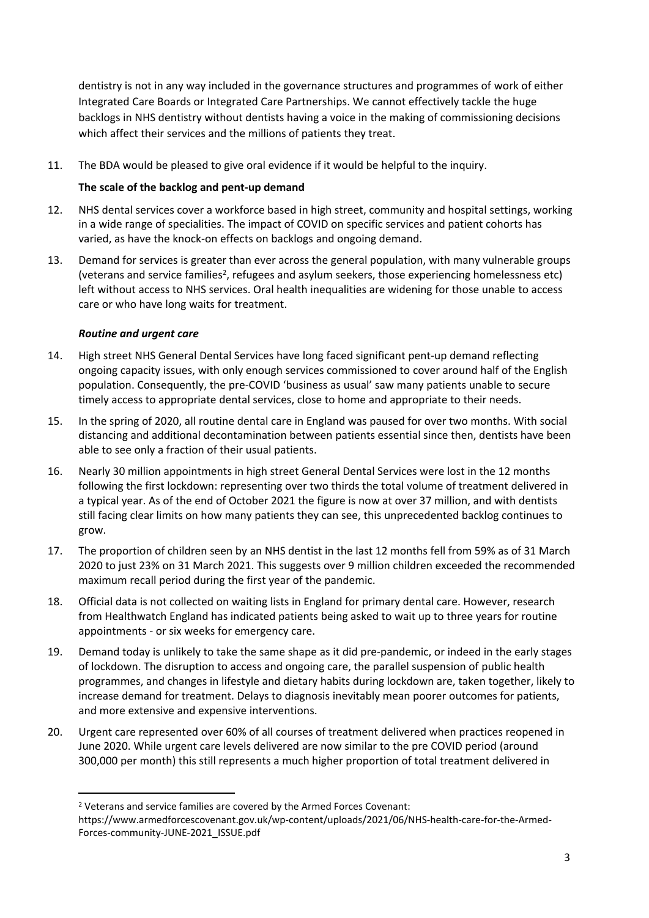dentistry is not in any way included in the governance structures and programmes of work of either Integrated Care Boards or Integrated Care Partnerships. We cannot effectively tackle the huge backlogs in NHS dentistry without dentists having a voice in the making of commissioning decisions which affect their services and the millions of patients they treat.

11. The BDA would be pleased to give oral evidence if it would be helpful to the inquiry.

**The scale of the backlog and pent-up demand**

12. NHS dental services cover a workforce based in high street, community and hospital settings, working in a wide range of specialities. The impact of COVID on specific services and patient cohorts has varied, as have the knock-on effects on backlogs and ongoing demand.

13. Demand for services is greater than ever across the general population, with many vulnerable groups (veterans and service families[2], refugees and asylum seekers, those experiencing homelessness etc) left without access to NHS services. Oral health inequalities are widening for those unable to access care or who have long waits for treatment.

***Routine and urgent care***

14. High street NHS General Dental Services have long faced significant pent-up demand reflecting ongoing capacity issues, with only enough services commissioned to cover around half of the English population. Consequently, the pre-COVID 'business as usual' saw many patients unable to secure timely access to appropriate dental services, close to home and appropriate to their needs.

15. In the spring of 2020, all routine dental care in England was paused for over two months. With social distancing and additional decontamination between patients essential since then, dentists have been able to see only a fraction of their usual patients.

16. Nearly 30 million appointments in high street General Dental Services were lost in the 12 months following the first lockdown: representing over two thirds the total volume of treatment delivered in a typical year. As of the end of October 2021 the figure is now at over 37 million, and with dentists still facing clear limits on how many patients they can see, this unprecedented backlog continues to grow.

17. The proportion of children seen by an NHS dentist in the last 12 months fell from 59% as of 31 March 2020 to just 23% on 31 March 2021. This suggests over 9 million children exceeded the recommended maximum recall period during the first year of the pandemic.

18. Official data is not collected on waiting lists in England for primary dental care. However, research from Healthwatch England has indicated patients being asked to wait up to three years for routine appointments - or six weeks for emergency care.

19. Demand today is unlikely to take the same shape as it did pre-pandemic, or indeed in the early stages of lockdown. The disruption to access and ongoing care, the parallel suspension of public health programmes, and changes in lifestyle and dietary habits during lockdown are, taken together, likely to increase demand for treatment. Delays to diagnosis inevitably mean poorer outcomes for patients, and more extensive and expensive interventions.

20. Urgent care represented over 60% of all courses of treatment delivered when practices reopened in June 2020. While urgent care levels delivered are now similar to the pre COVID period (around 300,000 per month) this still represents a much higher proportion of total treatment delivered in

[2] Veterans and service families are covered by the Armed Forces Covenant: https://www.armedforcescovenant.gov.uk/wp-content/uploads/2021/06/NHS-health-care-for-the-Armed-Forces-community-JUNE-2021_ISSUE.pdf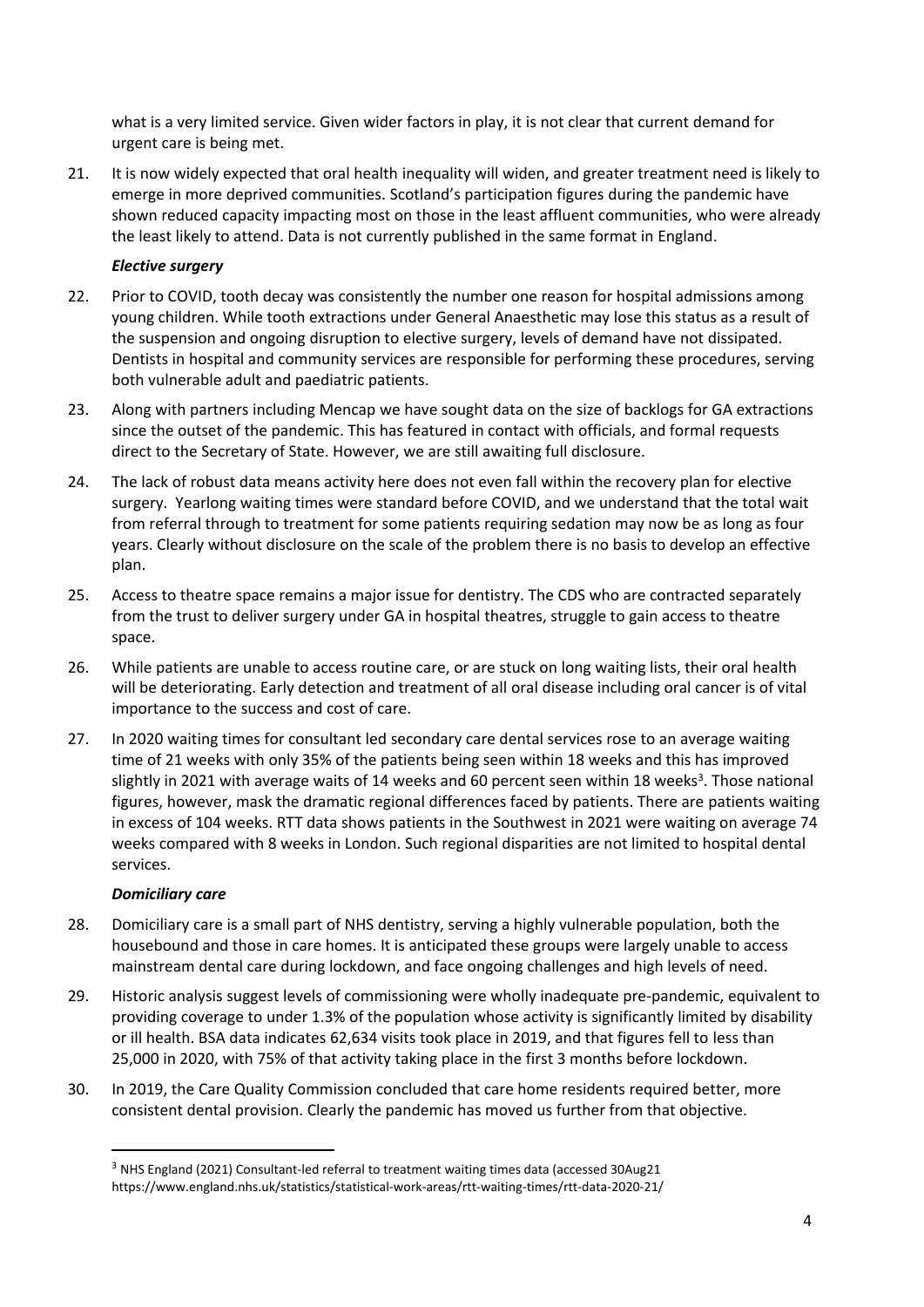what is a very limited service. Given wider factors in play, it is not clear that current demand for urgent care is being met.

21. It is now widely expected that oral health inequality will widen, and greater treatment need is likely to emerge in more deprived communities. Scotland's participation figures during the pandemic have shown reduced capacity impacting most on those in the least affluent communities, who were already the least likely to attend. Data is not currently published in the same format in England.

***Elective surgery***

22. Prior to COVID, tooth decay was consistently the number one reason for hospital admissions among young children. While tooth extractions under General Anaesthetic may lose this status as a result of the suspension and ongoing disruption to elective surgery, levels of demand have not dissipated. Dentists in hospital and community services are responsible for performing these procedures, serving both vulnerable adult and paediatric patients.

23. Along with partners including Mencap we have sought data on the size of backlogs for GA extractions since the outset of the pandemic. This has featured in contact with officials, and formal requests direct to the Secretary of State. However, we are still awaiting full disclosure.

24. The lack of robust data means activity here does not even fall within the recovery plan for elective surgery. Yearlong waiting times were standard before COVID, and we understand that the total wait from referral through to treatment for some patients requiring sedation may now be as long as four years. Clearly without disclosure on the scale of the problem there is no basis to develop an effective plan.

25. Access to theatre space remains a major issue for dentistry. The CDS who are contracted separately from the trust to deliver surgery under GA in hospital theatres, struggle to gain access to theatre space.

26. While patients are unable to access routine care, or are stuck on long waiting lists, their oral health will be deteriorating. Early detection and treatment of all oral disease including oral cancer is of vital importance to the success and cost of care.

27. In 2020 waiting times for consultant led secondary care dental services rose to an average waiting time of 21 weeks with only 35% of the patients being seen within 18 weeks and this has improved slightly in 2021 with average waits of 14 weeks and 60 percent seen within 18 weeks[3]. Those national figures, however, mask the dramatic regional differences faced by patients. There are patients waiting in excess of 104 weeks. RTT data shows patients in the Southwest in 2021 were waiting on average 74 weeks compared with 8 weeks in London. Such regional disparities are not limited to hospital dental services.

***Domiciliary care***

28. Domiciliary care is a small part of NHS dentistry, serving a highly vulnerable population, both the housebound and those in care homes. It is anticipated these groups were largely unable to access mainstream dental care during lockdown, and face ongoing challenges and high levels of need.

29. Historic analysis suggest levels of commissioning were wholly inadequate pre-pandemic, equivalent to providing coverage to under 1.3% of the population whose activity is significantly limited by disability or ill health. BSA data indicates 62,634 visits took place in 2019, and that figures fell to less than 25,000 in 2020, with 75% of that activity taking place in the first 3 months before lockdown.

30. In 2019, the Care Quality Commission concluded that care home residents required better, more consistent dental provision. Clearly the pandemic has moved us further from that objective.

---

[3] NHS England (2021) Consultant-led referral to treatment waiting times data (accessed 30Aug21 https://www.england.nhs.uk/statistics/statistical-work-areas/rtt-waiting-times/rtt-data-2020-21/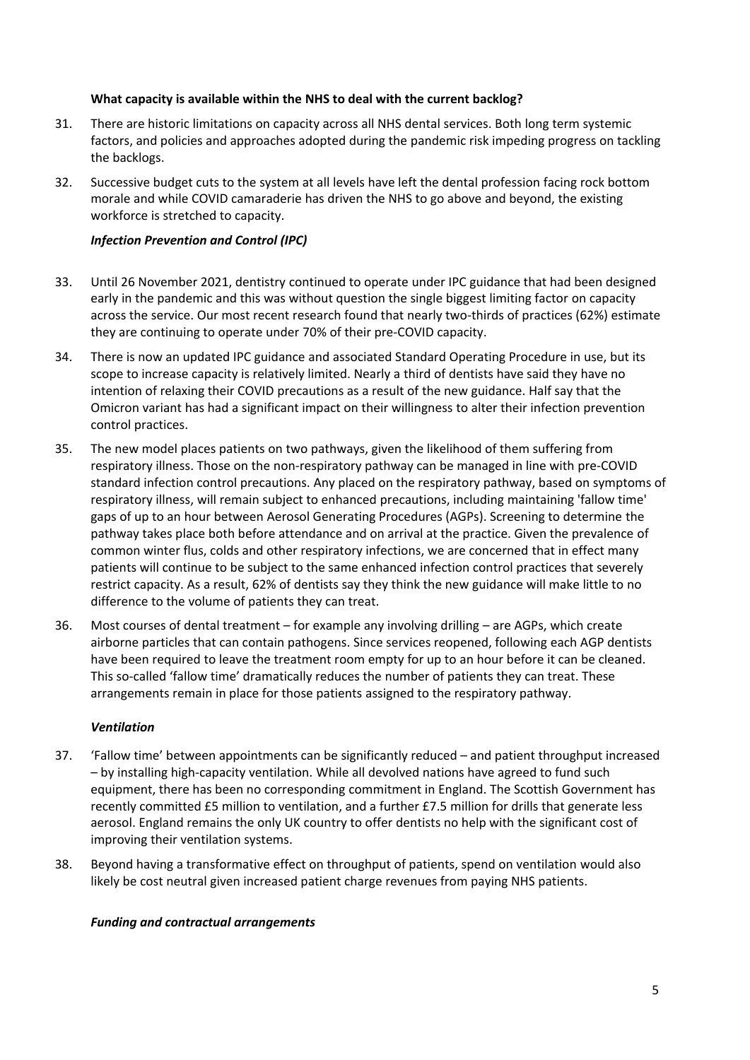**What capacity is available within the NHS to deal with the current backlog?**

31. There are historic limitations on capacity across all NHS dental services. Both long term systemic factors, and policies and approaches adopted during the pandemic risk impeding progress on tackling the backlogs.

32. Successive budget cuts to the system at all levels have left the dental profession facing rock bottom morale and while COVID camaraderie has driven the NHS to go above and beyond, the existing workforce is stretched to capacity.

***Infection Prevention and Control (IPC)***

33. Until 26 November 2021, dentistry continued to operate under IPC guidance that had been designed early in the pandemic and this was without question the single biggest limiting factor on capacity across the service. Our most recent research found that nearly two-thirds of practices (62%) estimate they are continuing to operate under 70% of their pre-COVID capacity.

34. There is now an updated IPC guidance and associated Standard Operating Procedure in use, but its scope to increase capacity is relatively limited. Nearly a third of dentists have said they have no intention of relaxing their COVID precautions as a result of the new guidance. Half say that the Omicron variant has had a significant impact on their willingness to alter their infection prevention control practices.

35. The new model places patients on two pathways, given the likelihood of them suffering from respiratory illness. Those on the non-respiratory pathway can be managed in line with pre-COVID standard infection control precautions. Any placed on the respiratory pathway, based on symptoms of respiratory illness, will remain subject to enhanced precautions, including maintaining 'fallow time' gaps of up to an hour between Aerosol Generating Procedures (AGPs). Screening to determine the pathway takes place both before attendance and on arrival at the practice. Given the prevalence of common winter flus, colds and other respiratory infections, we are concerned that in effect many patients will continue to be subject to the same enhanced infection control practices that severely restrict capacity. As a result, 62% of dentists say they think the new guidance will make little to no difference to the volume of patients they can treat.

36. Most courses of dental treatment – for example any involving drilling – are AGPs, which create airborne particles that can contain pathogens. Since services reopened, following each AGP dentists have been required to leave the treatment room empty for up to an hour before it can be cleaned. This so-called 'fallow time' dramatically reduces the number of patients they can treat. These arrangements remain in place for those patients assigned to the respiratory pathway.

***Ventilation***

37. 'Fallow time' between appointments can be significantly reduced – and patient throughput increased – by installing high-capacity ventilation. While all devolved nations have agreed to fund such equipment, there has been no corresponding commitment in England. The Scottish Government has recently committed £5 million to ventilation, and a further £7.5 million for drills that generate less aerosol. England remains the only UK country to offer dentists no help with the significant cost of improving their ventilation systems.

38. Beyond having a transformative effect on throughput of patients, spend on ventilation would also likely be cost neutral given increased patient charge revenues from paying NHS patients.

***Funding and contractual arrangements***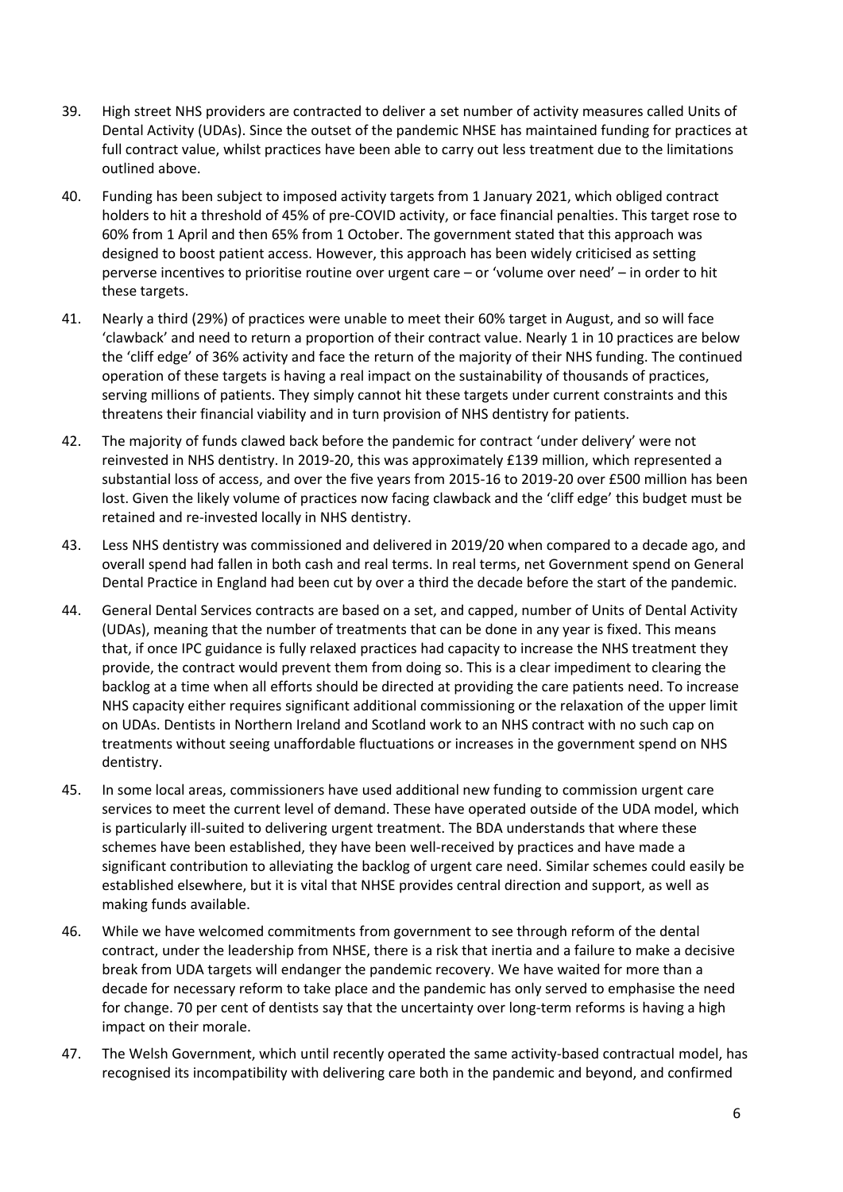39. High street NHS providers are contracted to deliver a set number of activity measures called Units of Dental Activity (UDAs). Since the outset of the pandemic NHSE has maintained funding for practices at full contract value, whilst practices have been able to carry out less treatment due to the limitations outlined above.

40. Funding has been subject to imposed activity targets from 1 January 2021, which obliged contract holders to hit a threshold of 45% of pre-COVID activity, or face financial penalties. This target rose to 60% from 1 April and then 65% from 1 October. The government stated that this approach was designed to boost patient access. However, this approach has been widely criticised as setting perverse incentives to prioritise routine over urgent care – or 'volume over need' – in order to hit these targets.

41. Nearly a third (29%) of practices were unable to meet their 60% target in August, and so will face 'clawback' and need to return a proportion of their contract value. Nearly 1 in 10 practices are below the 'cliff edge' of 36% activity and face the return of the majority of their NHS funding. The continued operation of these targets is having a real impact on the sustainability of thousands of practices, serving millions of patients. They simply cannot hit these targets under current constraints and this threatens their financial viability and in turn provision of NHS dentistry for patients.

42. The majority of funds clawed back before the pandemic for contract 'under delivery' were not reinvested in NHS dentistry. In 2019-20, this was approximately £139 million, which represented a substantial loss of access, and over the five years from 2015-16 to 2019-20 over £500 million has been lost. Given the likely volume of practices now facing clawback and the 'cliff edge' this budget must be retained and re-invested locally in NHS dentistry.

43. Less NHS dentistry was commissioned and delivered in 2019/20 when compared to a decade ago, and overall spend had fallen in both cash and real terms. In real terms, net Government spend on General Dental Practice in England had been cut by over a third the decade before the start of the pandemic.

44. General Dental Services contracts are based on a set, and capped, number of Units of Dental Activity (UDAs), meaning that the number of treatments that can be done in any year is fixed. This means that, if once IPC guidance is fully relaxed practices had capacity to increase the NHS treatment they provide, the contract would prevent them from doing so. This is a clear impediment to clearing the backlog at a time when all efforts should be directed at providing the care patients need. To increase NHS capacity either requires significant additional commissioning or the relaxation of the upper limit on UDAs. Dentists in Northern Ireland and Scotland work to an NHS contract with no such cap on treatments without seeing unaffordable fluctuations or increases in the government spend on NHS dentistry.

45. In some local areas, commissioners have used additional new funding to commission urgent care services to meet the current level of demand. These have operated outside of the UDA model, which is particularly ill-suited to delivering urgent treatment. The BDA understands that where these schemes have been established, they have been well-received by practices and have made a significant contribution to alleviating the backlog of urgent care need. Similar schemes could easily be established elsewhere, but it is vital that NHSE provides central direction and support, as well as making funds available.

46. While we have welcomed commitments from government to see through reform of the dental contract, under the leadership from NHSE, there is a risk that inertia and a failure to make a decisive break from UDA targets will endanger the pandemic recovery. We have waited for more than a decade for necessary reform to take place and the pandemic has only served to emphasise the need for change. 70 per cent of dentists say that the uncertainty over long-term reforms is having a high impact on their morale.

47. The Welsh Government, which until recently operated the same activity-based contractual model, has recognised its incompatibility with delivering care both in the pandemic and beyond, and confirmed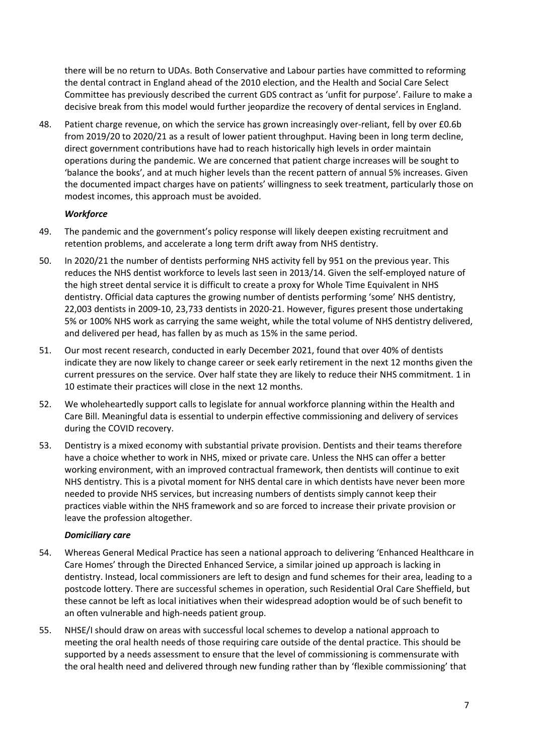there will be no return to UDAs. Both Conservative and Labour parties have committed to reforming the dental contract in England ahead of the 2010 election, and the Health and Social Care Select Committee has previously described the current GDS contract as 'unfit for purpose'. Failure to make a decisive break from this model would further jeopardize the recovery of dental services in England.

48. Patient charge revenue, on which the service has grown increasingly over-reliant, fell by over £0.6b from 2019/20 to 2020/21 as a result of lower patient throughput. Having been in long term decline, direct government contributions have had to reach historically high levels in order maintain operations during the pandemic. We are concerned that patient charge increases will be sought to 'balance the books', and at much higher levels than the recent pattern of annual 5% increases. Given the documented impact charges have on patients' willingness to seek treatment, particularly those on modest incomes, this approach must be avoided.

***Workforce***

49. The pandemic and the government's policy response will likely deepen existing recruitment and retention problems, and accelerate a long term drift away from NHS dentistry.

50. In 2020/21 the number of dentists performing NHS activity fell by 951 on the previous year. This reduces the NHS dentist workforce to levels last seen in 2013/14. Given the self-employed nature of the high street dental service it is difficult to create a proxy for Whole Time Equivalent in NHS dentistry. Official data captures the growing number of dentists performing 'some' NHS dentistry, 22,003 dentists in 2009-10, 23,733 dentists in 2020-21. However, figures present those undertaking 5% or 100% NHS work as carrying the same weight, while the total volume of NHS dentistry delivered, and delivered per head, has fallen by as much as 15% in the same period.

51. Our most recent research, conducted in early December 2021, found that over 40% of dentists indicate they are now likely to change career or seek early retirement in the next 12 months given the current pressures on the service. Over half state they are likely to reduce their NHS commitment. 1 in 10 estimate their practices will close in the next 12 months.

52. We wholeheartedly support calls to legislate for annual workforce planning within the Health and Care Bill. Meaningful data is essential to underpin effective commissioning and delivery of services during the COVID recovery.

53. Dentistry is a mixed economy with substantial private provision. Dentists and their teams therefore have a choice whether to work in NHS, mixed or private care. Unless the NHS can offer a better working environment, with an improved contractual framework, then dentists will continue to exit NHS dentistry. This is a pivotal moment for NHS dental care in which dentists have never been more needed to provide NHS services, but increasing numbers of dentists simply cannot keep their practices viable within the NHS framework and so are forced to increase their private provision or leave the profession altogether.

***Domiciliary care***

54. Whereas General Medical Practice has seen a national approach to delivering 'Enhanced Healthcare in Care Homes' through the Directed Enhanced Service, a similar joined up approach is lacking in dentistry. Instead, local commissioners are left to design and fund schemes for their area, leading to a postcode lottery. There are successful schemes in operation, such Residential Oral Care Sheffield, but these cannot be left as local initiatives when their widespread adoption would be of such benefit to an often vulnerable and high-needs patient group.

55. NHSE/I should draw on areas with successful local schemes to develop a national approach to meeting the oral health needs of those requiring care outside of the dental practice. This should be supported by a needs assessment to ensure that the level of commissioning is commensurate with the oral health need and delivered through new funding rather than by 'flexible commissioning' that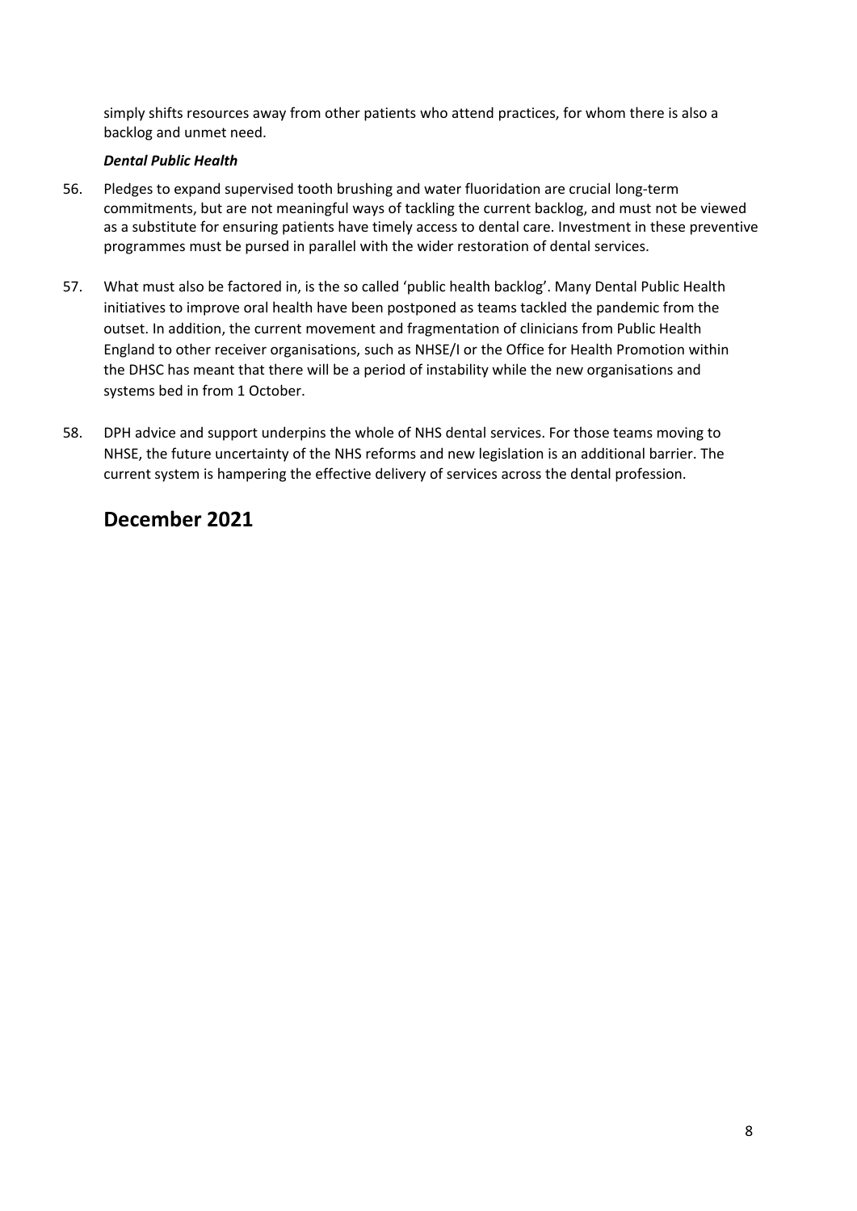simply shifts resources away from other patients who attend practices, for whom there is also a backlog and unmet need.

***Dental Public Health***

56. Pledges to expand supervised tooth brushing and water fluoridation are crucial long-term commitments, but are not meaningful ways of tackling the current backlog, and must not be viewed as a substitute for ensuring patients have timely access to dental care. Investment in these preventive programmes must be pursed in parallel with the wider restoration of dental services.

57. What must also be factored in, is the so called 'public health backlog'. Many Dental Public Health initiatives to improve oral health have been postponed as teams tackled the pandemic from the outset. In addition, the current movement and fragmentation of clinicians from Public Health England to other receiver organisations, such as NHSE/I or the Office for Health Promotion within the DHSC has meant that there will be a period of instability while the new organisations and systems bed in from 1 October.

58. DPH advice and support underpins the whole of NHS dental services. For those teams moving to NHSE, the future uncertainty of the NHS reforms and new legislation is an additional barrier. The current system is hampering the effective delivery of services across the dental profession.

## December 2021